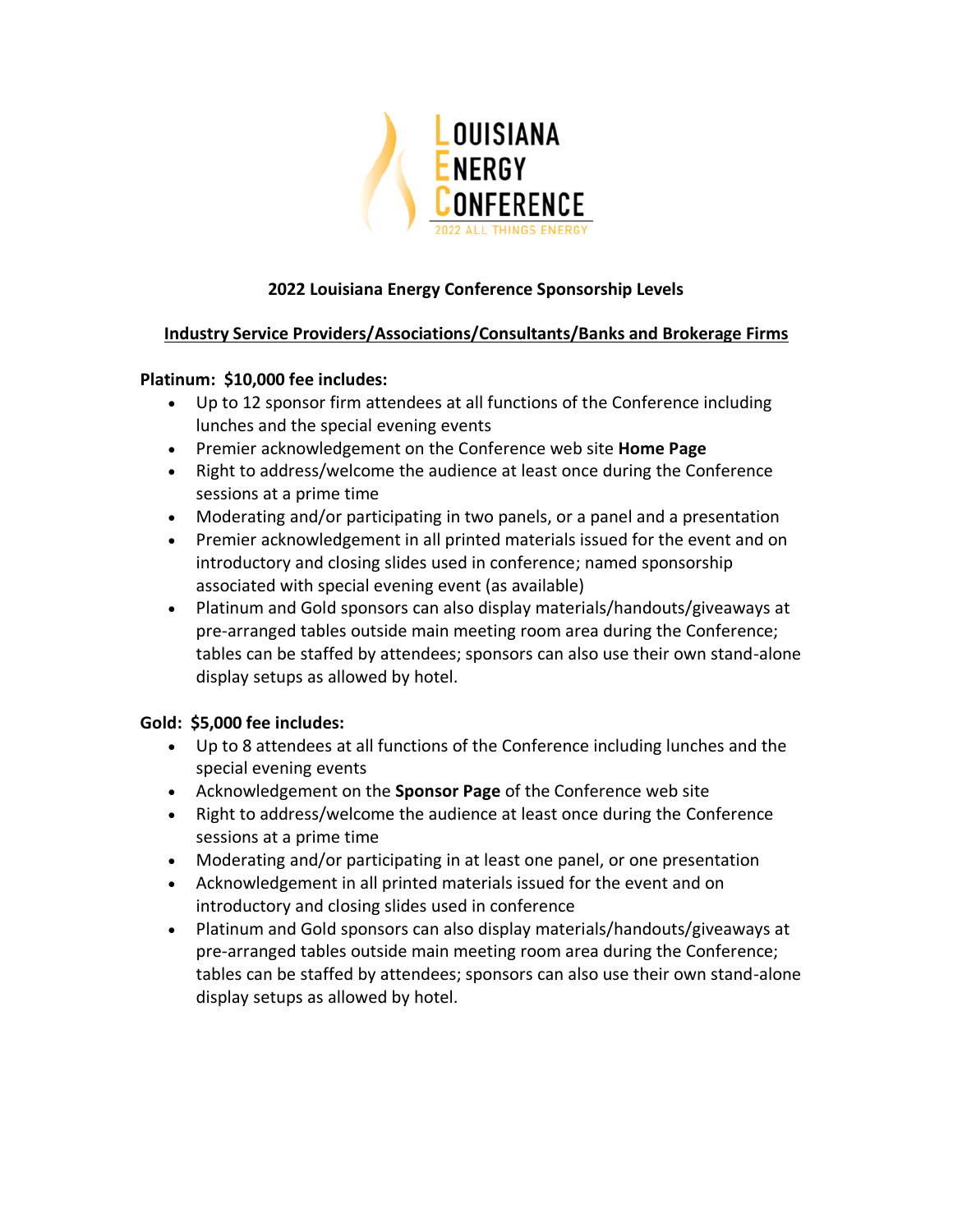LOUISIANA ENERGY CONFERENCE

2022 ALL THINGS ENERGY

## 2022 Louisiana Energy Conference Sponsorship Levels

### Industry Service Providers/Associations/Consultants/Banks and Brokerage Firms

**Platinum: $10,000 fee includes:**

- Up to 12 sponsor firm attendees at all functions of the Conference including lunches and the special evening events
- Premier acknowledgement on the Conference web site **Home Page**
- Right to address/welcome the audience at least once during the Conference sessions at a prime time
- Moderating and/or participating in two panels, or a panel and a presentation
- Premier acknowledgement in all printed materials issued for the event and on introductory and closing slides used in conference; named sponsorship associated with special evening event (as available)
- Platinum and Gold sponsors can also display materials/handouts/giveaways at pre-arranged tables outside main meeting room area during the Conference; tables can be staffed by attendees; sponsors can also use their own stand-alone display setups as allowed by hotel.

**Gold: $5,000 fee includes:**

- Up to 8 attendees at all functions of the Conference including lunches and the special evening events
- Acknowledgement on the **Sponsor Page** of the Conference web site
- Right to address/welcome the audience at least once during the Conference sessions at a prime time
- Moderating and/or participating in at least one panel, or one presentation
- Acknowledgement in all printed materials issued for the event and on introductory and closing slides used in conference
- Platinum and Gold sponsors can also display materials/handouts/giveaways at pre-arranged tables outside main meeting room area during the Conference; tables can be staffed by attendees; sponsors can also use their own stand-alone display setups as allowed by hotel.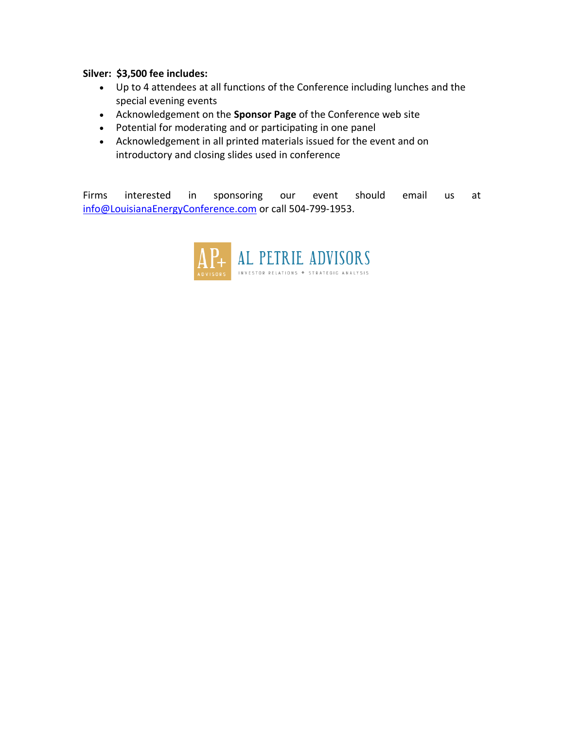**Silver: $3,500 fee includes:**

- Up to 4 attendees at all functions of the Conference including lunches and the special evening events
- Acknowledgement on the **Sponsor Page** of the Conference web site
- Potential for moderating and or participating in one panel
- Acknowledgement in all printed materials issued for the event and on introductory and closing slides used in conference

Firms interested in sponsoring our event should email us at info@LouisianaEnergyConference.com or call 504-799-1953.

AP+ ADVISORS

AL PETRIE ADVISORS

INVESTOR RELATIONS ✦ STRATEGIC ANALYSIS